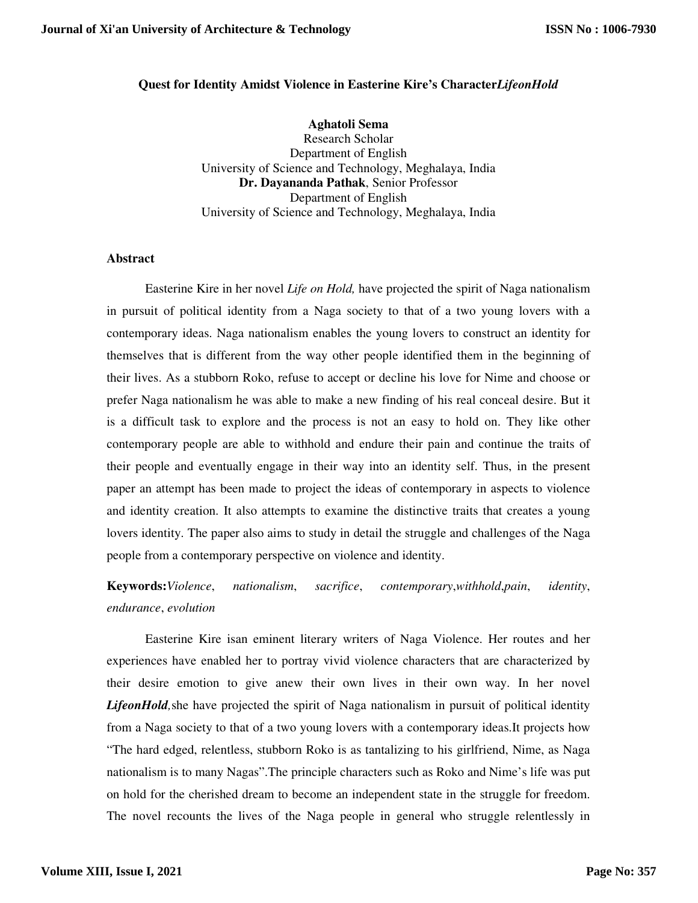# Quest for Identity Amidst Violence in Easterine Kire's Character*LifeonHold*

**Aghatoli Sema**  
Research Scholar  
Department of English  
University of Science and Technology, Meghalaya, India  
**Dr. Dayananda Pathak**, Senior Professor  
Department of English  
University of Science and Technology, Meghalaya, India

## Abstract

Easterine Kire in her novel *Life on Hold,* have projected the spirit of Naga nationalism in pursuit of political identity from a Naga society to that of a two young lovers with a contemporary ideas. Naga nationalism enables the young lovers to construct an identity for themselves that is different from the way other people identified them in the beginning of their lives. As a stubborn Roko, refuse to accept or decline his love for Nime and choose or prefer Naga nationalism he was able to make a new finding of his real conceal desire. But it is a difficult task to explore and the process is not an easy to hold on. They like other contemporary people are able to withhold and endure their pain and continue the traits of their people and eventually engage in their way into an identity self. Thus, in the present paper an attempt has been made to project the ideas of contemporary in aspects to violence and identity creation. It also attempts to examine the distinctive traits that creates a young lovers identity. The paper also aims to study in detail the struggle and challenges of the Naga people from a contemporary perspective on violence and identity.

**Keywords:***Violence*, *nationalism*, *sacrifice*, *contemporary*,*withhold*,*pain*, *identity*, *endurance*, *evolution*

Easterine Kire isan eminent literary writers of Naga Violence. Her routes and her experiences have enabled her to portray vivid violence characters that are characterized by their desire emotion to give anew their own lives in their own way. In her novel ***LifeonHold****,*she have projected the spirit of Naga nationalism in pursuit of political identity from a Naga society to that of a two young lovers with a contemporary ideas.It projects how "The hard edged, relentless, stubborn Roko is as tantalizing to his girlfriend, Nime, as Naga nationalism is to many Nagas".The principle characters such as Roko and Nime's life was put on hold for the cherished dream to become an independent state in the struggle for freedom. The novel recounts the lives of the Naga people in general who struggle relentlessly in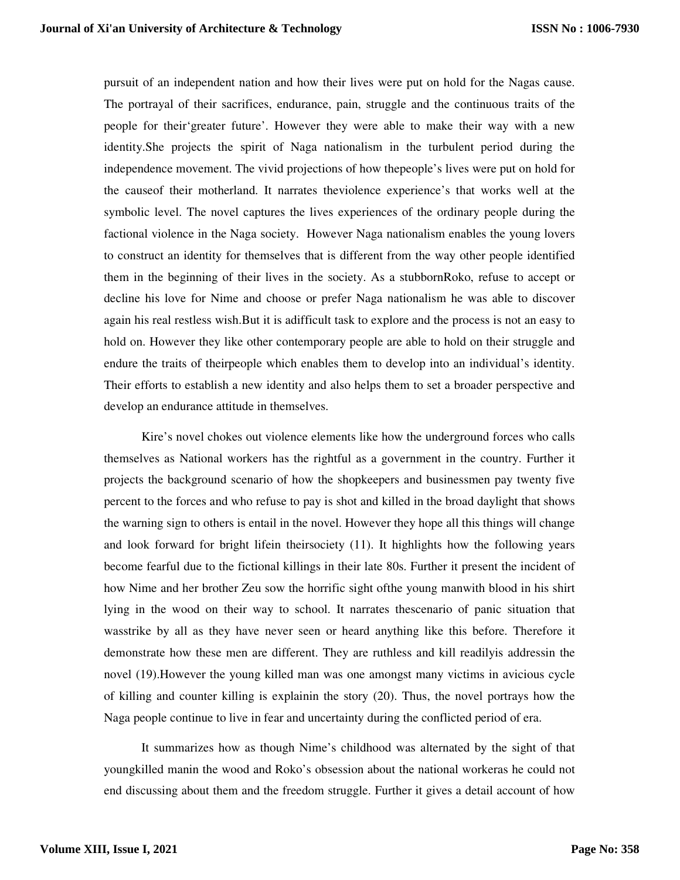pursuit of an independent nation and how their lives were put on hold for the Nagas cause. The portrayal of their sacrifices, endurance, pain, struggle and the continuous traits of the people for their'greater future'. However they were able to make their way with a new identity.She projects the spirit of Naga nationalism in the turbulent period during the independence movement. The vivid projections of how thepeople's lives were put on hold for the causeof their motherland. It narrates theviolence experience's that works well at the symbolic level. The novel captures the lives experiences of the ordinary people during the factional violence in the Naga society. However Naga nationalism enables the young lovers to construct an identity for themselves that is different from the way other people identified them in the beginning of their lives in the society. As a stubbornRoko, refuse to accept or decline his love for Nime and choose or prefer Naga nationalism he was able to discover again his real restless wish.But it is adifficult task to explore and the process is not an easy to hold on. However they like other contemporary people are able to hold on their struggle and endure the traits of theirpeople which enables them to develop into an individual's identity. Their efforts to establish a new identity and also helps them to set a broader perspective and develop an endurance attitude in themselves.

Kire's novel chokes out violence elements like how the underground forces who calls themselves as National workers has the rightful as a government in the country. Further it projects the background scenario of how the shopkeepers and businessmen pay twenty five percent to the forces and who refuse to pay is shot and killed in the broad daylight that shows the warning sign to others is entail in the novel. However they hope all this things will change and look forward for bright lifein theirsociety (11). It highlights how the following years become fearful due to the fictional killings in their late 80s. Further it present the incident of how Nime and her brother Zeu sow the horrific sight ofthe young manwith blood in his shirt lying in the wood on their way to school. It narrates thescenario of panic situation that wasstrike by all as they have never seen or heard anything like this before. Therefore it demonstrate how these men are different. They are ruthless and kill readilyis addressin the novel (19).However the young killed man was one amongst many victims in avicious cycle of killing and counter killing is explainin the story (20). Thus, the novel portrays how the Naga people continue to live in fear and uncertainty during the conflicted period of era.

It summarizes how as though Nime's childhood was alternated by the sight of that youngkilled manin the wood and Roko's obsession about the national workeras he could not end discussing about them and the freedom struggle. Further it gives a detail account of how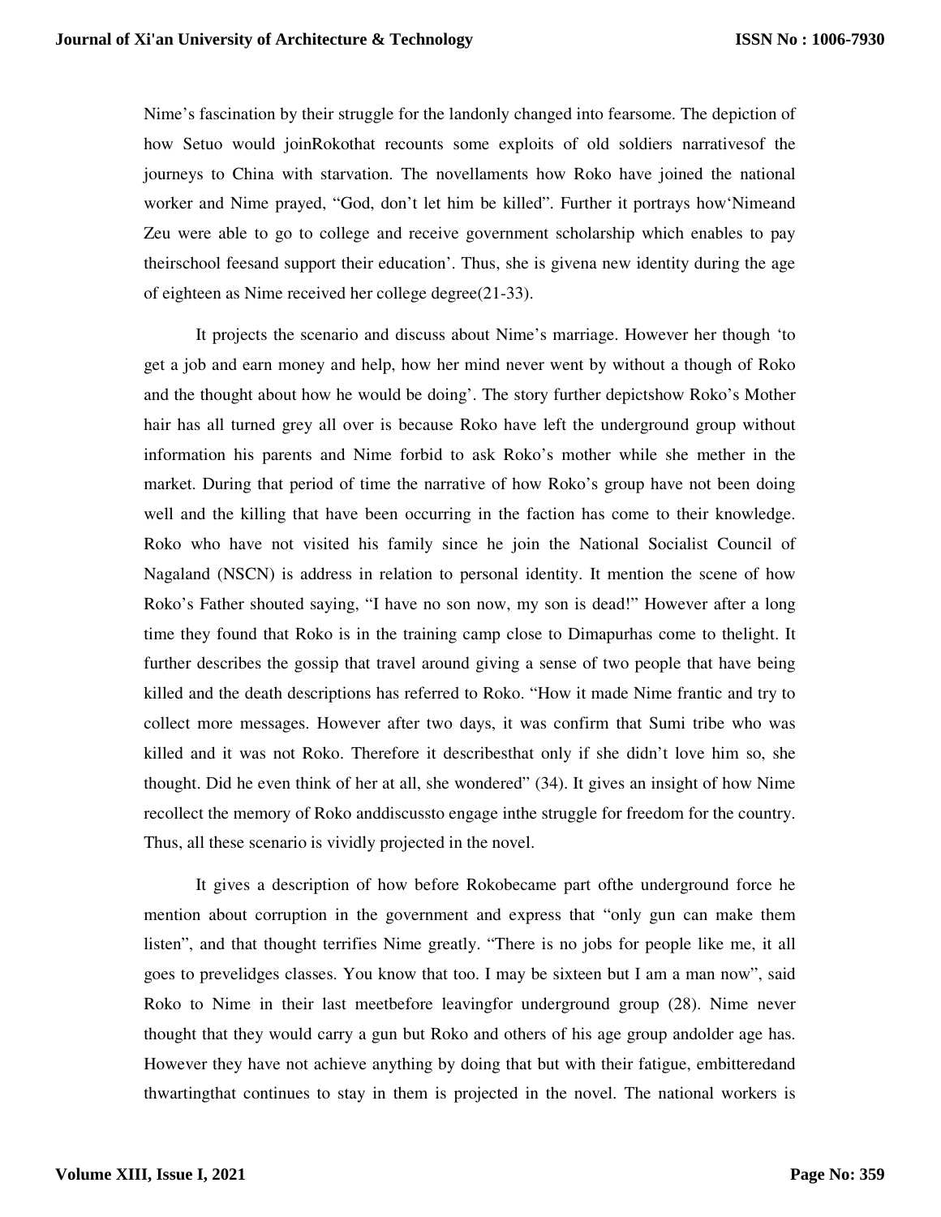Nime's fascination by their struggle for the landonly changed into fearsome. The depiction of how Setuo would joinRokothat recounts some exploits of old soldiers narrativesof the journeys to China with starvation. The novellaments how Roko have joined the national worker and Nime prayed, "God, don't let him be killed". Further it portrays how'Nimeand Zeu were able to go to college and receive government scholarship which enables to pay theirschool feesand support their education'. Thus, she is givena new identity during the age of eighteen as Nime received her college degree(21-33).

It projects the scenario and discuss about Nime's marriage. However her though 'to get a job and earn money and help, how her mind never went by without a though of Roko and the thought about how he would be doing'. The story further depictshow Roko's Mother hair has all turned grey all over is because Roko have left the underground group without information his parents and Nime forbid to ask Roko's mother while she mether in the market. During that period of time the narrative of how Roko's group have not been doing well and the killing that have been occurring in the faction has come to their knowledge. Roko who have not visited his family since he join the National Socialist Council of Nagaland (NSCN) is address in relation to personal identity. It mention the scene of how Roko's Father shouted saying, "I have no son now, my son is dead!" However after a long time they found that Roko is in the training camp close to Dimapurhas come to thelight. It further describes the gossip that travel around giving a sense of two people that have being killed and the death descriptions has referred to Roko. "How it made Nime frantic and try to collect more messages. However after two days, it was confirm that Sumi tribe who was killed and it was not Roko. Therefore it describesthat only if she didn't love him so, she thought. Did he even think of her at all, she wondered" (34). It gives an insight of how Nime recollect the memory of Roko anddiscussto engage inthe struggle for freedom for the country. Thus, all these scenario is vividly projected in the novel.

It gives a description of how before Rokobecame part ofthe underground force he mention about corruption in the government and express that "only gun can make them listen", and that thought terrifies Nime greatly. "There is no jobs for people like me, it all goes to prevelidges classes. You know that too. I may be sixteen but I am a man now", said Roko to Nime in their last meetbefore leavingfor underground group (28). Nime never thought that they would carry a gun but Roko and others of his age group andolder age has. However they have not achieve anything by doing that but with their fatigue, embitteredand thwartingthat continues to stay in them is projected in the novel. The national workers is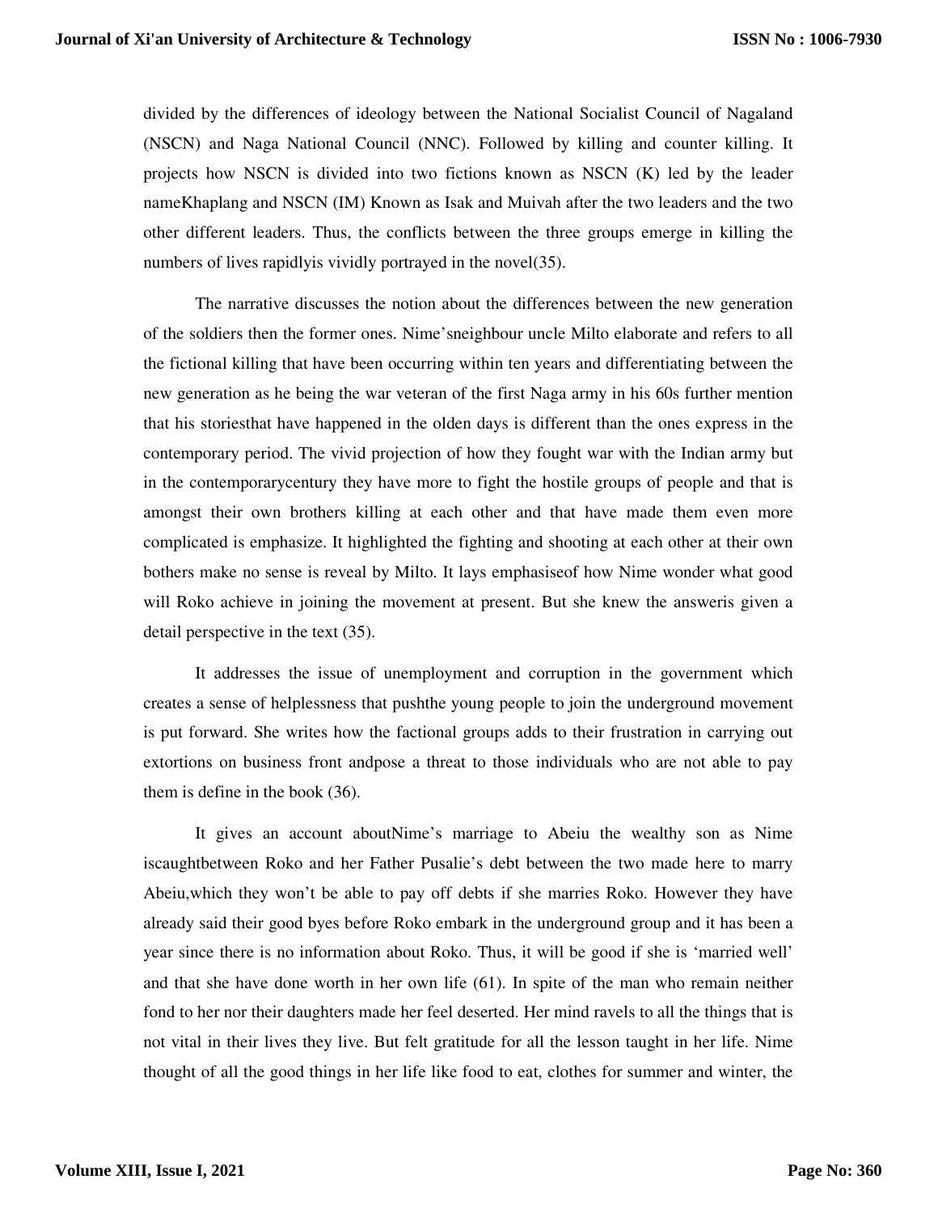divided by the differences of ideology between the National Socialist Council of Nagaland (NSCN) and Naga National Council (NNC). Followed by killing and counter killing. It projects how NSCN is divided into two fictions known as NSCN (K) led by the leader nameKhaplang and NSCN (IM) Known as Isak and Muivah after the two leaders and the two other different leaders. Thus, the conflicts between the three groups emerge in killing the numbers of lives rapidlyis vividly portrayed in the novel(35).

The narrative discusses the notion about the differences between the new generation of the soldiers then the former ones. Nime'sneighbour uncle Milto elaborate and refers to all the fictional killing that have been occurring within ten years and differentiating between the new generation as he being the war veteran of the first Naga army in his 60s further mention that his storiesthat have happened in the olden days is different than the ones express in the contemporary period. The vivid projection of how they fought war with the Indian army but in the contemporarycentury they have more to fight the hostile groups of people and that is amongst their own brothers killing at each other and that have made them even more complicated is emphasize. It highlighted the fighting and shooting at each other at their own bothers make no sense is reveal by Milto. It lays emphasiseof how Nime wonder what good will Roko achieve in joining the movement at present. But she knew the answeris given a detail perspective in the text (35).

It addresses the issue of unemployment and corruption in the government which creates a sense of helplessness that pushthe young people to join the underground movement is put forward. She writes how the factional groups adds to their frustration in carrying out extortions on business front andpose a threat to those individuals who are not able to pay them is define in the book (36).

It gives an account aboutNime's marriage to Abeiu the wealthy son as Nime iscaughtbetween Roko and her Father Pusalie's debt between the two made here to marry Abeiu,which they won't be able to pay off debts if she marries Roko. However they have already said their good byes before Roko embark in the underground group and it has been a year since there is no information about Roko. Thus, it will be good if she is 'married well' and that she have done worth in her own life (61). In spite of the man who remain neither fond to her nor their daughters made her feel deserted. Her mind ravels to all the things that is not vital in their lives they live. But felt gratitude for all the lesson taught in her life. Nime thought of all the good things in her life like food to eat, clothes for summer and winter, the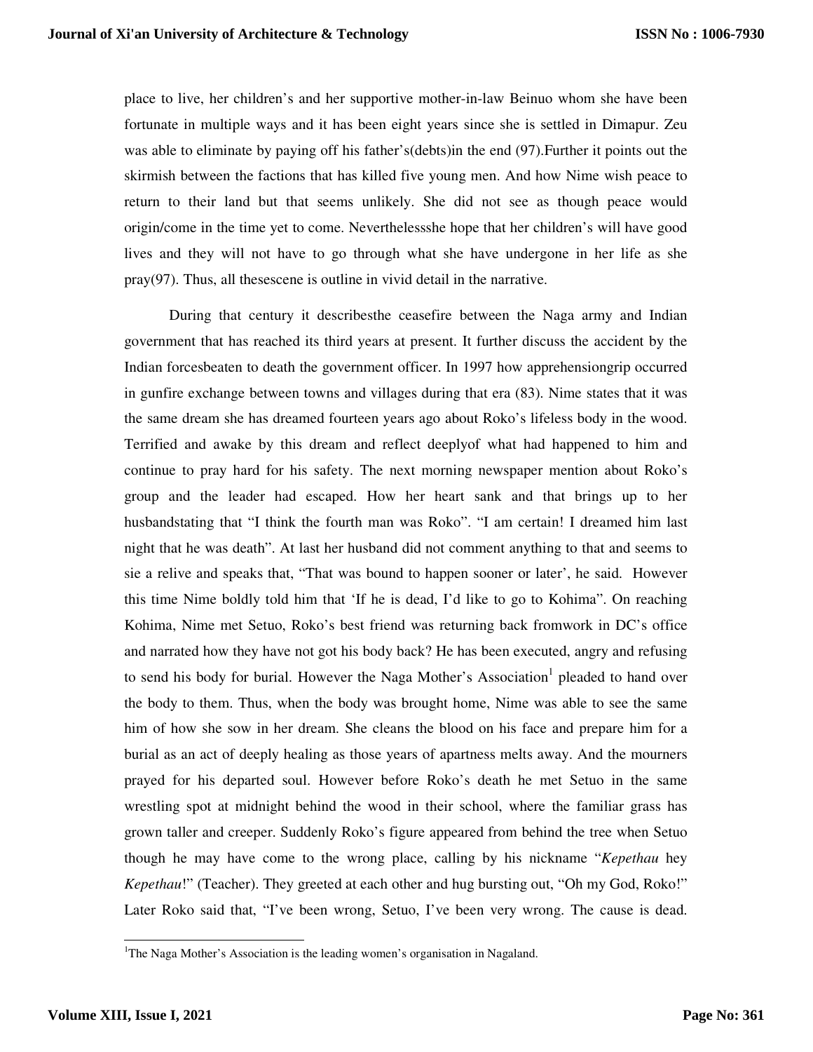place to live, her children's and her supportive mother-in-law Beinuo whom she have been fortunate in multiple ways and it has been eight years since she is settled in Dimapur. Zeu was able to eliminate by paying off his father's(debts)in the end (97).Further it points out the skirmish between the factions that has killed five young men. And how Nime wish peace to return to their land but that seems unlikely. She did not see as though peace would origin/come in the time yet to come. Neverthelessshe hope that her children's will have good lives and they will not have to go through what she have undergone in her life as she pray(97). Thus, all thesescene is outline in vivid detail in the narrative.

During that century it describesthe ceasefire between the Naga army and Indian government that has reached its third years at present. It further discuss the accident by the Indian forcesbeaten to death the government officer. In 1997 how apprehensiongrip occurred in gunfire exchange between towns and villages during that era (83). Nime states that it was the same dream she has dreamed fourteen years ago about Roko's lifeless body in the wood. Terrified and awake by this dream and reflect deeplyof what had happened to him and continue to pray hard for his safety. The next morning newspaper mention about Roko's group and the leader had escaped. How her heart sank and that brings up to her husbandstating that "I think the fourth man was Roko". "I am certain! I dreamed him last night that he was death". At last her husband did not comment anything to that and seems to sie a relive and speaks that, "That was bound to happen sooner or later', he said. However this time Nime boldly told him that 'If he is dead, I'd like to go to Kohima". On reaching Kohima, Nime met Setuo, Roko's best friend was returning back fromwork in DC's office and narrated how they have not got his body back? He has been executed, angry and refusing to send his body for burial. However the Naga Mother's Association[1] pleaded to hand over the body to them. Thus, when the body was brought home, Nime was able to see the same him of how she sow in her dream. She cleans the blood on his face and prepare him for a burial as an act of deeply healing as those years of apartness melts away. And the mourners prayed for his departed soul. However before Roko's death he met Setuo in the same wrestling spot at midnight behind the wood in their school, where the familiar grass has grown taller and creeper. Suddenly Roko's figure appeared from behind the tree when Setuo though he may have come to the wrong place, calling by his nickname "*Kepethau* hey *Kepethau*!" (Teacher). They greeted at each other and hug bursting out, "Oh my God, Roko!" Later Roko said that, "I've been wrong, Setuo, I've been very wrong. The cause is dead.

[1]The Naga Mother's Association is the leading women's organisation in Nagaland.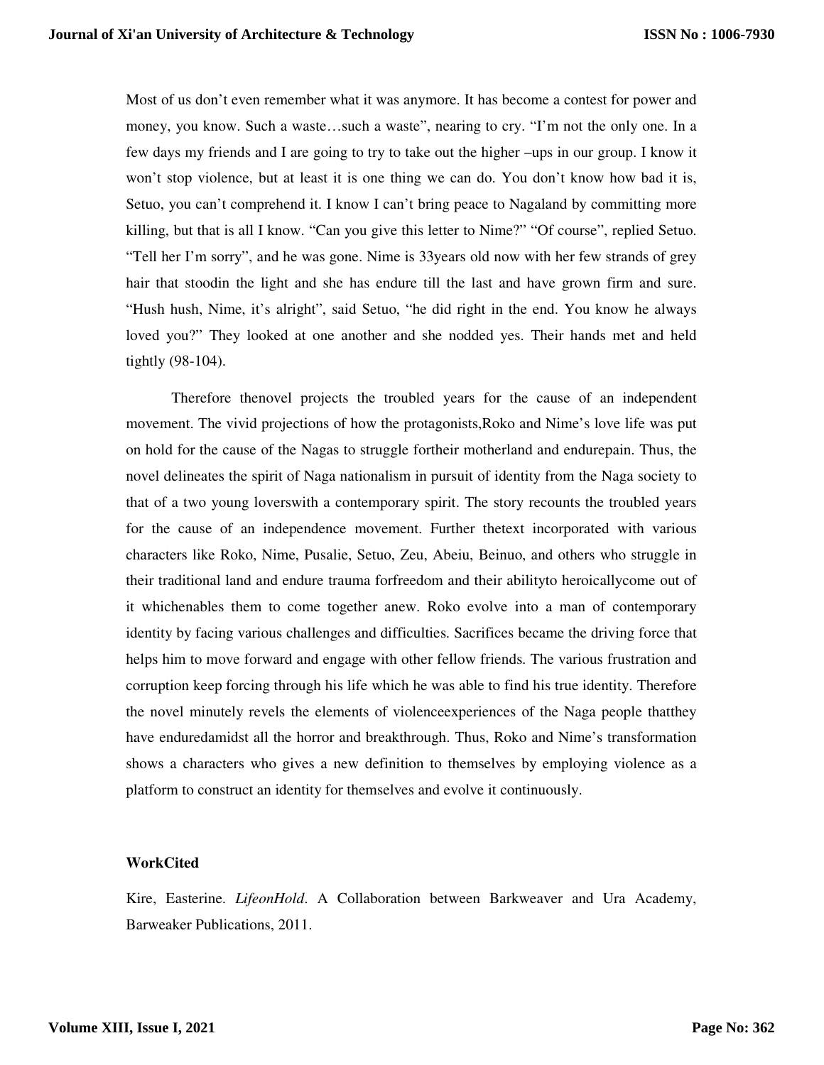Most of us don't even remember what it was anymore. It has become a contest for power and money, you know. Such a waste…such a waste", nearing to cry. "I'm not the only one. In a few days my friends and I are going to try to take out the higher –ups in our group. I know it won't stop violence, but at least it is one thing we can do. You don't know how bad it is, Setuo, you can't comprehend it. I know I can't bring peace to Nagaland by committing more killing, but that is all I know. "Can you give this letter to Nime?" "Of course", replied Setuo. "Tell her I'm sorry", and he was gone. Nime is 33years old now with her few strands of grey hair that stoodin the light and she has endure till the last and have grown firm and sure. "Hush hush, Nime, it's alright", said Setuo, "he did right in the end. You know he always loved you?" They looked at one another and she nodded yes. Their hands met and held tightly (98-104).

Therefore thenovel projects the troubled years for the cause of an independent movement. The vivid projections of how the protagonists,Roko and Nime's love life was put on hold for the cause of the Nagas to struggle fortheir motherland and endurepain. Thus, the novel delineates the spirit of Naga nationalism in pursuit of identity from the Naga society to that of a two young loverswith a contemporary spirit. The story recounts the troubled years for the cause of an independence movement. Further thetext incorporated with various characters like Roko, Nime, Pusalie, Setuo, Zeu, Abeiu, Beinuo, and others who struggle in their traditional land and endure trauma forfreedom and their abilityto heroicallycome out of it whichenables them to come together anew. Roko evolve into a man of contemporary identity by facing various challenges and difficulties. Sacrifices became the driving force that helps him to move forward and engage with other fellow friends. The various frustration and corruption keep forcing through his life which he was able to find his true identity. Therefore the novel minutely revels the elements of violenceexperiences of the Naga people thatthey have enduredamidst all the horror and breakthrough. Thus, Roko and Nime's transformation shows a characters who gives a new definition to themselves by employing violence as a platform to construct an identity for themselves and evolve it continuously.

**WorkCited**

Kire, Easterine. *LifeonHold*. A Collaboration between Barkweaver and Ura Academy, Barweaker Publications, 2011.